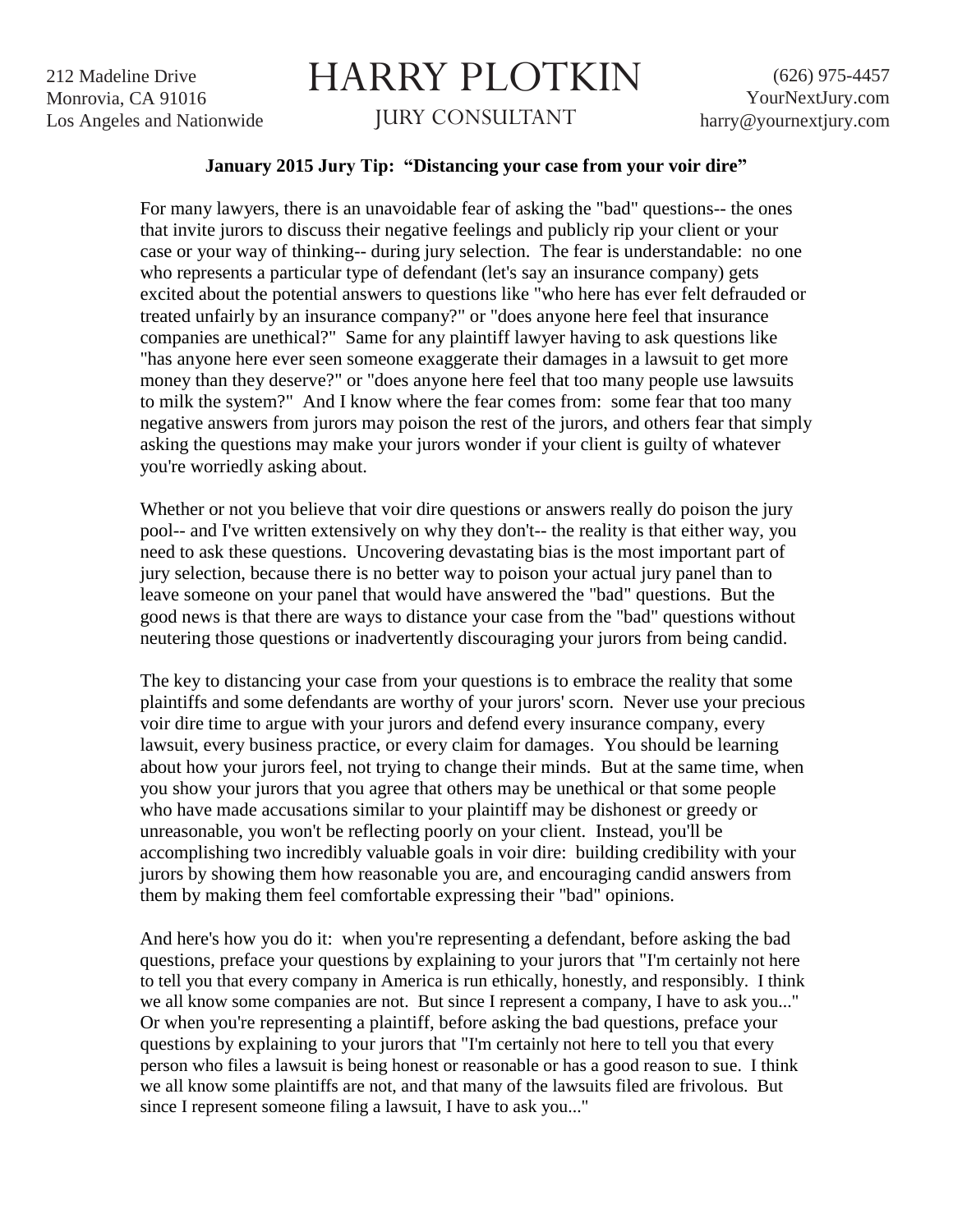212 Madeline Drive
Monrovia, CA 91016
Los Angeles and Nationwide

# HARRY PLOTKIN

JURY CONSULTANT

(626) 975-4457
YourNextJury.com
harry@yournextjury.com

**January 2015 Jury Tip: "Distancing your case from your voir dire"**

For many lawyers, there is an unavoidable fear of asking the "bad" questions-- the ones that invite jurors to discuss their negative feelings and publicly rip your client or your case or your way of thinking-- during jury selection. The fear is understandable: no one who represents a particular type of defendant (let's say an insurance company) gets excited about the potential answers to questions like "who here has ever felt defrauded or treated unfairly by an insurance company?" or "does anyone here feel that insurance companies are unethical?" Same for any plaintiff lawyer having to ask questions like "has anyone here ever seen someone exaggerate their damages in a lawsuit to get more money than they deserve?" or "does anyone here feel that too many people use lawsuits to milk the system?" And I know where the fear comes from: some fear that too many negative answers from jurors may poison the rest of the jurors, and others fear that simply asking the questions may make your jurors wonder if your client is guilty of whatever you're worriedly asking about.

Whether or not you believe that voir dire questions or answers really do poison the jury pool-- and I've written extensively on why they don't-- the reality is that either way, you need to ask these questions. Uncovering devastating bias is the most important part of jury selection, because there is no better way to poison your actual jury panel than to leave someone on your panel that would have answered the "bad" questions. But the good news is that there are ways to distance your case from the "bad" questions without neutering those questions or inadvertently discouraging your jurors from being candid.

The key to distancing your case from your questions is to embrace the reality that some plaintiffs and some defendants are worthy of your jurors' scorn. Never use your precious voir dire time to argue with your jurors and defend every insurance company, every lawsuit, every business practice, or every claim for damages. You should be learning about how your jurors feel, not trying to change their minds. But at the same time, when you show your jurors that you agree that others may be unethical or that some people who have made accusations similar to your plaintiff may be dishonest or greedy or unreasonable, you won't be reflecting poorly on your client. Instead, you'll be accomplishing two incredibly valuable goals in voir dire: building credibility with your jurors by showing them how reasonable you are, and encouraging candid answers from them by making them feel comfortable expressing their "bad" opinions.

And here's how you do it: when you're representing a defendant, before asking the bad questions, preface your questions by explaining to your jurors that "I'm certainly not here to tell you that every company in America is run ethically, honestly, and responsibly. I think we all know some companies are not. But since I represent a company, I have to ask you..." Or when you're representing a plaintiff, before asking the bad questions, preface your questions by explaining to your jurors that "I'm certainly not here to tell you that every person who files a lawsuit is being honest or reasonable or has a good reason to sue. I think we all know some plaintiffs are not, and that many of the lawsuits filed are frivolous. But since I represent someone filing a lawsuit, I have to ask you..."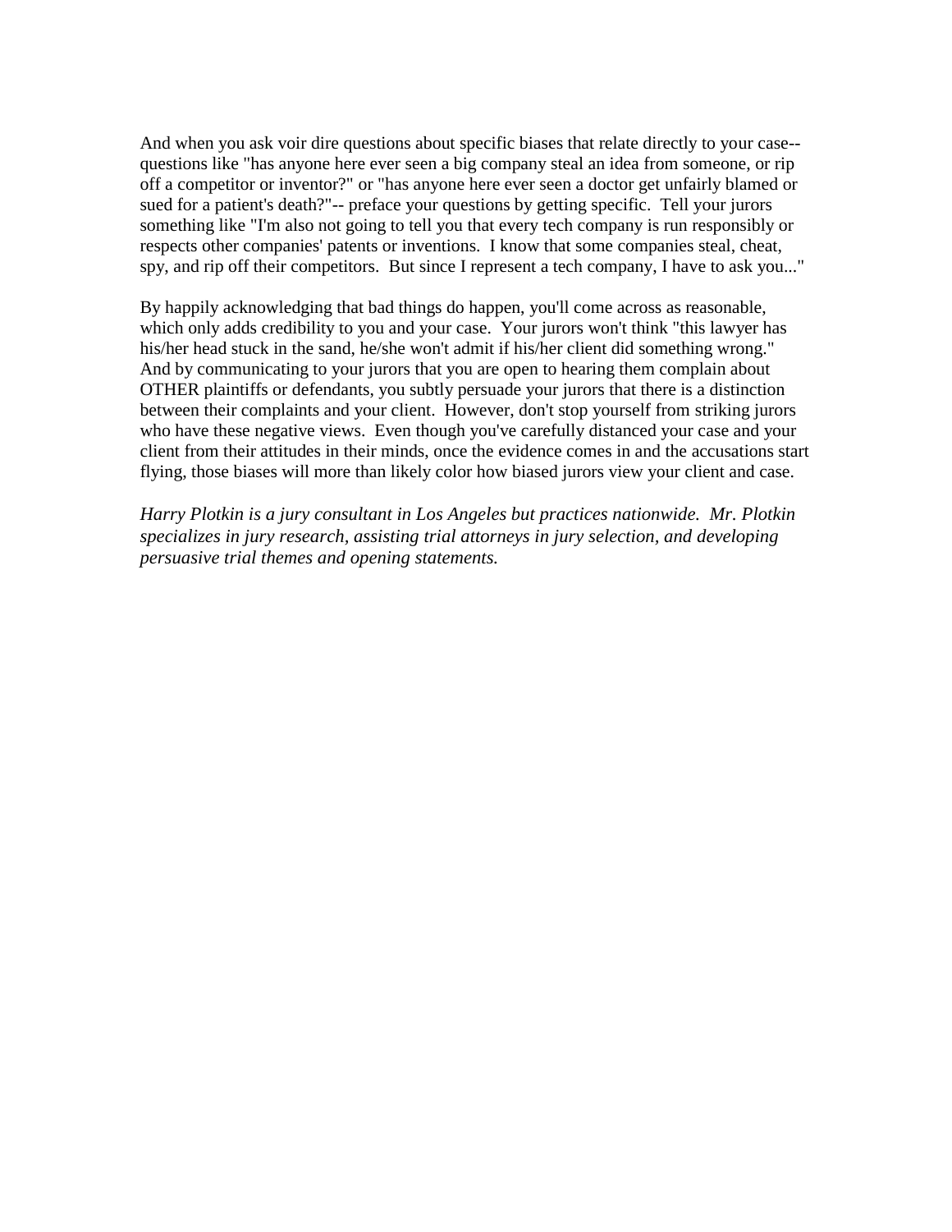And when you ask voir dire questions about specific biases that relate directly to your case--questions like "has anyone here ever seen a big company steal an idea from someone, or rip off a competitor or inventor?" or "has anyone here ever seen a doctor get unfairly blamed or sued for a patient's death?"-- preface your questions by getting specific. Tell your jurors something like "I'm also not going to tell you that every tech company is run responsibly or respects other companies' patents or inventions. I know that some companies steal, cheat, spy, and rip off their competitors. But since I represent a tech company, I have to ask you..."

By happily acknowledging that bad things do happen, you'll come across as reasonable, which only adds credibility to you and your case. Your jurors won't think "this lawyer has his/her head stuck in the sand, he/she won't admit if his/her client did something wrong." And by communicating to your jurors that you are open to hearing them complain about OTHER plaintiffs or defendants, you subtly persuade your jurors that there is a distinction between their complaints and your client. However, don't stop yourself from striking jurors who have these negative views. Even though you've carefully distanced your case and your client from their attitudes in their minds, once the evidence comes in and the accusations start flying, those biases will more than likely color how biased jurors view your client and case.

*Harry Plotkin is a jury consultant in Los Angeles but practices nationwide. Mr. Plotkin specializes in jury research, assisting trial attorneys in jury selection, and developing persuasive trial themes and opening statements.*